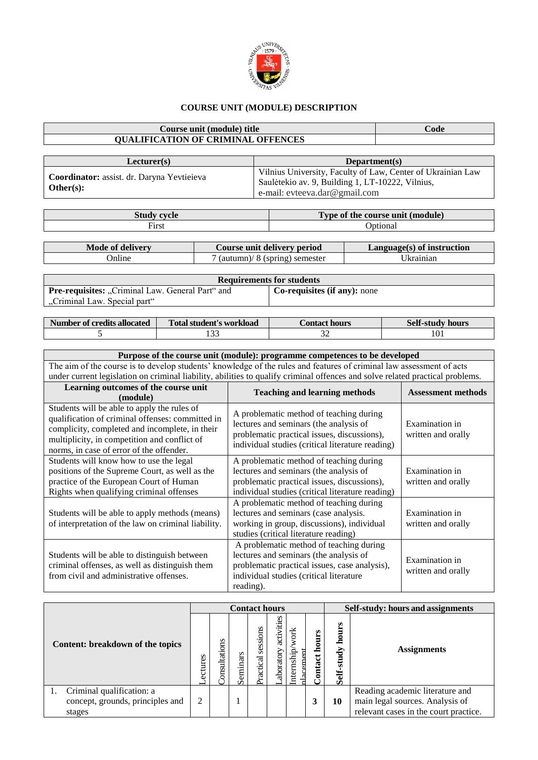# COURSE UNIT (MODULE) DESCRIPTION

| Course unit (module) title | Code |
|---|---|
| QUALIFICATION OF CRIMINAL OFFENCES | |

| Lecturer(s) | Department(s) |
|---|---|
| **Coordinator:** assist. dr. Daryna Yevtieieva<br>**Other(s):** | Vilnius University, Faculty of Law, Center of Ukrainian Law<br>Saulėtekio av. 9, Building 1, LT-10222, Vilnius,<br>e-mail: evteeva.dar@gmail.com |

| Study cycle | Type of the course unit (module) |
|---|---|
| First | Optional |

| Mode of delivery | Course unit delivery period | Language(s) of instruction |
|---|---|---|
| Online | 7 (autumn)/ 8 (spring) semester | Ukrainian |

| Requirements for students | |
|---|---|
| **Pre-requisites:** „Criminal Law. General Part" and „Criminal Law. Special part" | **Co-requisites (if any):** none |

| Number of credits allocated | Total student's workload | Contact hours | Self-study hours |
|---|---|---|---|
| 5 | 133 | 32 | 101 |

| Purpose of the course unit (module): programme competences to be developed | | |
|---|---|---|
| The aim of the course is to develop students' knowledge of the rules and features of criminal law assessment of acts under current legislation on criminal liability, abilities to qualify criminal offences and solve related practical problems. | | |
| **Learning outcomes of the course unit (module)** | **Teaching and learning methods** | **Assessment methods** |
| Students will be able to apply the rules of qualification of criminal offenses: committed in complicity, completed and incomplete, in their multiplicity, in competition and conflict of norms, in case of error of the offender. | A problematic method of teaching during lectures and seminars (the analysis of problematic practical issues, discussions), individual studies (critical literature reading) | Examination in written and orally |
| Students will know how to use the legal positions of the Supreme Court, as well as the practice of the European Court of Human Rights when qualifying criminal offenses | A problematic method of teaching during lectures and seminars (the analysis of problematic practical issues, discussions), individual studies (critical literature reading) | Examination in written and orally |
| Students will be able to apply methods (means) of interpretation of the law on criminal liability. | A problematic method of teaching during lectures and seminars (case analysis. working in group, discussions), individual studies (critical literature reading) | Examination in written and orally |
| Students will be able to distinguish between criminal offenses, as well as distinguish them from civil and administrative offenses. | A problematic method of teaching during lectures and seminars (the analysis of problematic practical issues, case analysis), individual studies (critical literature reading). | Examination in written and orally |

| Content: breakdown of the topics | Contact hours | | | | | | | Self-study: hours and assignments | |
|---|---|---|---|---|---|---|---|---|---|
| | Lectures | Consultations | Seminars | Practical sessions | Laboratory activities | Internship/work placement | **Contact hours** | **Self-study hours** | **Assignments** |
| 1. Criminal qualification: a concept, grounds, principles and stages | 2 | | 1 | | | | **3** | **10** | Reading academic literature and main legal sources. Analysis of relevant cases in the court practice. |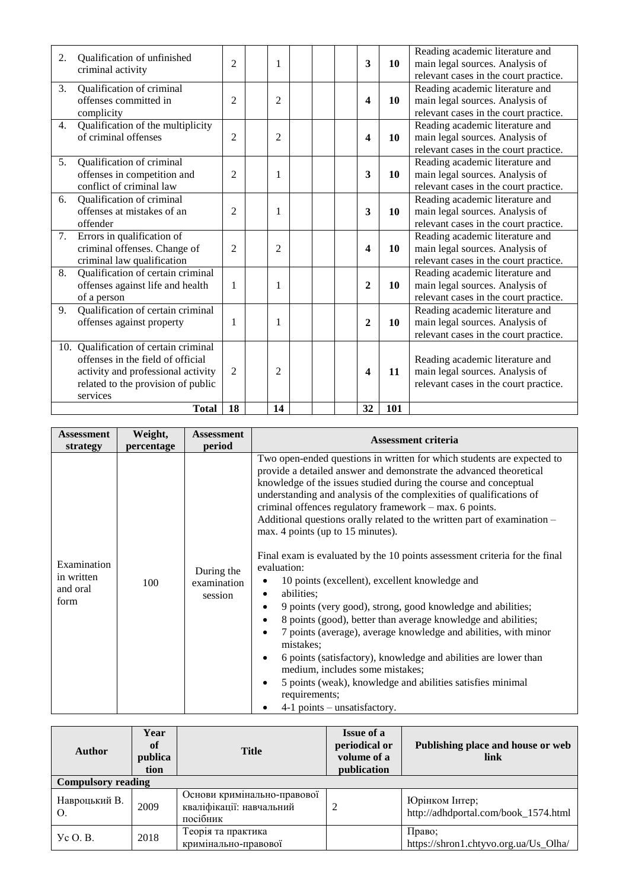| | | | | | | | | | |
|---|---|---|---|---|---|---|---|---|---|
| 2. Qualification of unfinished criminal activity | 2 | | 1 | | | | **3** | **10** | Reading academic literature and main legal sources. Analysis of relevant cases in the court practice. |
| 3. Qualification of criminal offenses committed in complicity | 2 | | 2 | | | | **4** | **10** | Reading academic literature and main legal sources. Analysis of relevant cases in the court practice. |
| 4. Qualification of the multiplicity of criminal offenses | 2 | | 2 | | | | **4** | **10** | Reading academic literature and main legal sources. Analysis of relevant cases in the court practice. |
| 5. Qualification of criminal offenses in competition and conflict of criminal law | 2 | | 1 | | | | **3** | **10** | Reading academic literature and main legal sources. Analysis of relevant cases in the court practice. |
| 6. Qualification of criminal offenses at mistakes of an offender | 2 | | 1 | | | | **3** | **10** | Reading academic literature and main legal sources. Analysis of relevant cases in the court practice. |
| 7. Errors in qualification of criminal offenses. Change of criminal law qualification | 2 | | 2 | | | | **4** | **10** | Reading academic literature and main legal sources. Analysis of relevant cases in the court practice. |
| 8. Qualification of certain criminal offenses against life and health of a person | 1 | | 1 | | | | **2** | **10** | Reading academic literature and main legal sources. Analysis of relevant cases in the court practice. |
| 9. Qualification of certain criminal offenses against property | 1 | | 1 | | | | **2** | **10** | Reading academic literature and main legal sources. Analysis of relevant cases in the court practice. |
| 10. Qualification of certain criminal offenses in the field of official activity and professional activity related to the provision of public services | 2 | | 2 | | | | **4** | **11** | Reading academic literature and main legal sources. Analysis of relevant cases in the court practice. |
| **Total** | **18** | | **14** | | | | **32** | **101** | |

| Assessment strategy | Weight, percentage | Assessment period | Assessment criteria |
|---|---|---|---|
| Examination in written and oral form | 100 | During the examination session | Two open-ended questions in written for which students are expected to provide a detailed answer and demonstrate the advanced theoretical knowledge of the issues studied during the course and conceptual understanding and analysis of the complexities of qualifications of criminal offences regulatory framework – max. 6 points.<br>Additional questions orally related to the written part of examination – max. 4 points (up to 15 minutes).<br><br>Final exam is evaluated by the 10 points assessment criteria for the final evaluation:<br>• 10 points (excellent), excellent knowledge and<br>• abilities;<br>• 9 points (very good), strong, good knowledge and abilities;<br>• 8 points (good), better than average knowledge and abilities;<br>• 7 points (average), average knowledge and abilities, with minor mistakes;<br>• 6 points (satisfactory), knowledge and abilities are lower than medium, includes some mistakes;<br>• 5 points (weak), knowledge and abilities satisfies minimal requirements;<br>• 4-1 points – unsatisfactory. |

| Author | Year of publication | Title | Issue of a periodical or volume of a publication | Publishing place and house or web link |
|---|---|---|---|---|
| **Compulsory reading** | | | | |
| Навроцький В. О. | 2009 | Основи кримінально-правової кваліфікації: навчальний посібник | 2 | Юрінком Інтер; http://adhdportal.com/book_1574.html |
| Ус О. В. | 2018 | Теорія та практика кримінально-правової | | Право; https://shron1.chtyvo.org.ua/Us_Olha/ |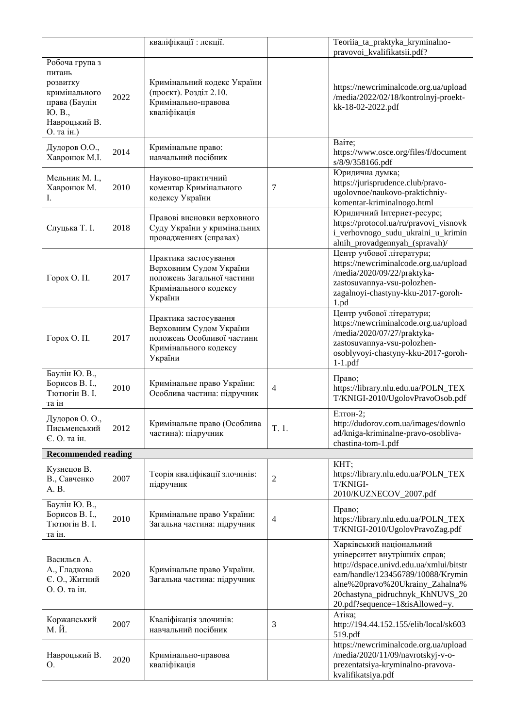| | | | | |
|---|---|---|---|---|
| | | кваліфікації : лекції. | | Teoriia_ta_praktyka_kryminalno-pravovoi_kvalifikatsii.pdf? |
| Робоча група з питань розвитку кримінального права (Баулін Ю. В., Навроцький В. О. та ін.) | 2022 | Кримінальний кодекс України (проєкт). Розділ 2.10. Кримінально-правова кваліфікація | | https://newcriminalcode.org.ua/upload/media/2022/02/18/kontrolnyj-proekt-kk-18-02-2022.pdf |
| Дудоров О.О., Хавронюк М.І. | 2014 | Кримінальне право: навчальний посібник | | Ваіте; https://www.osce.org/files/f/documents/8/9/358166.pdf |
| Мельник М. І., Хавронюк М. І. | 2010 | Науково-практичний коментар Кримінального кодексу України | 7 | Юридична думка; https://jurisprudence.club/pravo-ugolovnoe/naukovo-praktichniy-komentar-kriminalnogo.html |
| Слуцька Т. І. | 2018 | Правові висновки верховного Суду України у кримінальних провадженнях (справах) | | Юридичний Інтернет-ресурс; https://protocol.ua/ru/pravovi_visnovki_verhovnogo_sudu_ukraini_u_kriminalnih_provadgennyah_(spravah)/ |
| Горох О. П. | 2017 | Практика застосування Верховним Судом України положень Загальної частини Кримінального кодексу України | | Центр учбової літератури; https://newcriminalcode.org.ua/upload/media/2020/09/22/praktyka-zastosuvannya-vsu-polozhen-zagalnoyi-chastyny-kku-2017-goroh-1.pd |
| Горох О. П. | 2017 | Практика застосування Верховним Судом України положень Особливої частини Кримінального кодексу України | | Центр учбової літератури; https://newcriminalcode.org.ua/upload/media/2020/07/27/praktyka-zastosuvannya-vsu-polozhen-osoblyvoyi-chastyny-kku-2017-goroh-1-1.pdf |
| Баулін Ю. В., Борисов В. І., Тютюгін В. І. та ін | 2010 | Кримінальне право України: Особлива частина: підручник | 4 | Право; https://library.nlu.edu.ua/POLN_TEXT/KNIGI-2010/UgolovPravoOsob.pdf |
| Дудоров О. О., Письменський Є. О. та ін. | 2012 | Кримінальне право (Особлива частина): підручник | Т. 1. | Елтон-2; http://dudorov.com.ua/images/download/kniga-kriminalne-pravo-osobliva-chastina-tom-1.pdf |
| **Recommended reading** | | | | |
| Кузнецов В. В., Савченко А. В. | 2007 | Теорія кваліфікації злочинів: підручник | 2 | КНТ; https://library.nlu.edu.ua/POLN_TEXT/KNIGI-2010/KUZNECOV_2007.pdf |
| Баулін Ю. В., Борисов В. І., Тютюгін В. І. та ін. | 2010 | Кримінальне право України: Загальна частина: підручник | 4 | Право; https://library.nlu.edu.ua/POLN_TEXT/KNIGI-2010/UgolovPravoZag.pdf |
| Васильєв А. А., Гладкова Є. О., Житний О. О. та ін. | 2020 | Кримінальне право України. Загальна частина: підручник | | Харківський національний університет внутрішніх справ; http://dspace.univd.edu.ua/xmlui/bitstream/handle/123456789/10088/Kryminalne%20pravo%20Ukrainy_Zahalna%20chastyna_pidruchnyk_KhNUVS_2020.pdf?sequence=1&isAllowed=y. |
| Коржанський М. Й. | 2007 | Кваліфікація злочинів: навчальний посібник | 3 | Атіка; http://194.44.152.155/elib/local/sk603519.pdf |
| Навроцький В. О. | 2020 | Кримінально-правова кваліфікація | | https://newcriminalcode.org.ua/upload/media/2020/11/09/navrotskyj-v-o-prezentatsiya-kryminalno-pravova-kvalifikatsiya.pdf |